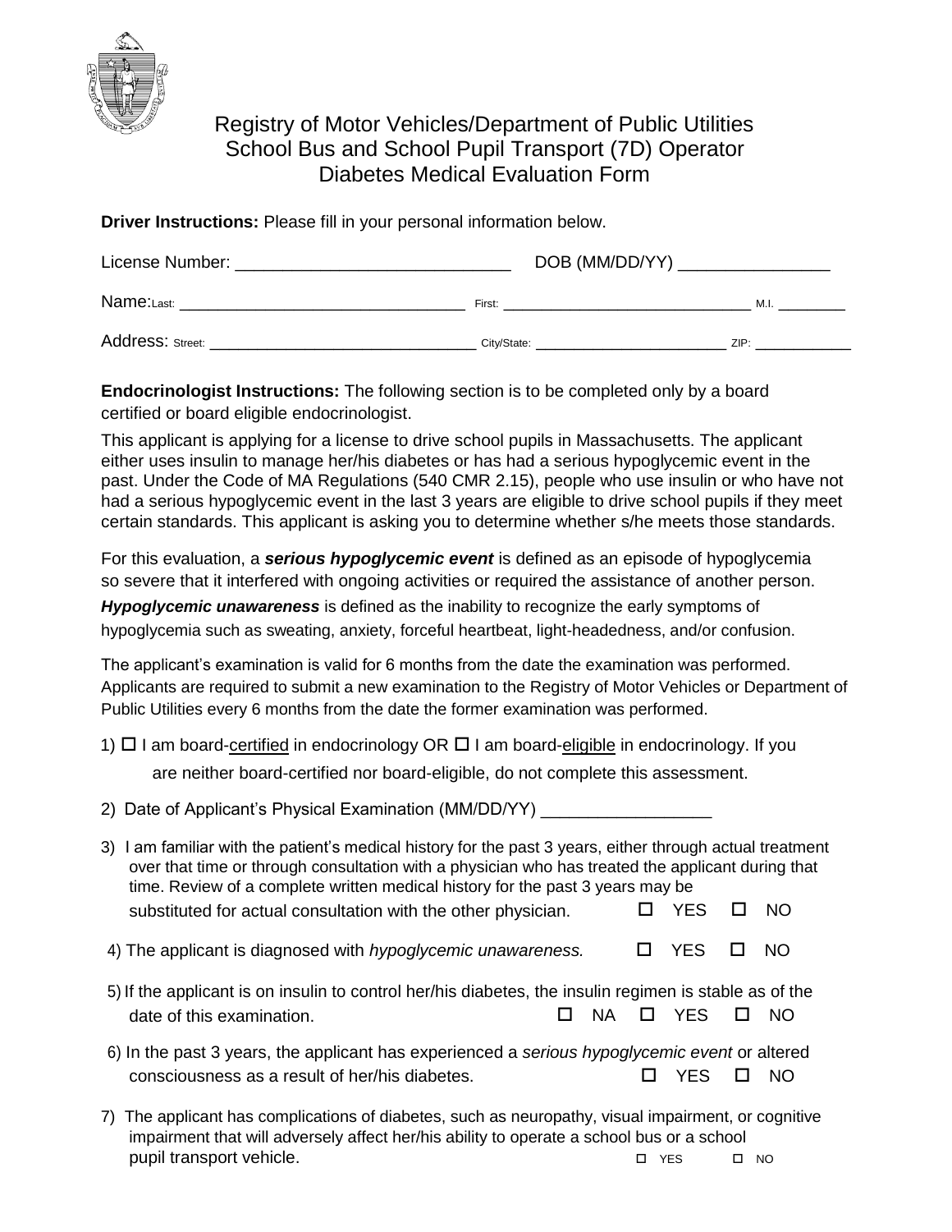# Registry of Motor Vehicles/Department of Public Utilities
# School Bus and School Pupil Transport (7D) Operator
# Diabetes Medical Evaluation Form

**Driver Instructions:** Please fill in your personal information below.

License Number: ______________________________ DOB (MM/DD/YY) ________________

Name: Last: ________________________________ First: ______________________________ M.I. ________

Address: Street: ______________________________ City/State: _______________________ ZIP: ___________

**Endocrinologist Instructions:** The following section is to be completed only by a board certified or board eligible endocrinologist.

This applicant is applying for a license to drive school pupils in Massachusetts. The applicant either uses insulin to manage her/his diabetes or has had a serious hypoglycemic event in the past. Under the Code of MA Regulations (540 CMR 2.15), people who use insulin or who have not had a serious hypoglycemic event in the last 3 years are eligible to drive school pupils if they meet certain standards. This applicant is asking you to determine whether s/he meets those standards.

For this evaluation, a ***serious hypoglycemic event*** is defined as an episode of hypoglycemia so severe that it interfered with ongoing activities or required the assistance of another person.

***Hypoglycemic unawareness*** is defined as the inability to recognize the early symptoms of hypoglycemia such as sweating, anxiety, forceful heartbeat, light-headedness, and/or confusion.

The applicant's examination is valid for 6 months from the date the examination was performed. Applicants are required to submit a new examination to the Registry of Motor Vehicles or Department of Public Utilities every 6 months from the date the former examination was performed.

1) ☐ I am board-certified in endocrinology OR ☐ I am board-eligible in endocrinology. If you are neither board-certified nor board-eligible, do not complete this assessment.

2) Date of Applicant's Physical Examination (MM/DD/YY) __________________

3) I am familiar with the patient's medical history for the past 3 years, either through actual treatment over that time or through consultation with a physician who has treated the applicant during that time. Review of a complete written medical history for the past 3 years may be substituted for actual consultation with the other physician. ☐ YES ☐ NO

4) The applicant is diagnosed with *hypoglycemic unawareness.* ☐ YES ☐ NO

5) If the applicant is on insulin to control her/his diabetes, the insulin regimen is stable as of the date of this examination. ☐ NA ☐ YES ☐ NO

6) In the past 3 years, the applicant has experienced a *serious hypoglycemic event* or altered consciousness as a result of her/his diabetes. ☐ YES ☐ NO

7) The applicant has complications of diabetes, such as neuropathy, visual impairment, or cognitive impairment that will adversely affect her/his ability to operate a school bus or a school pupil transport vehicle. ☐ YES ☐ NO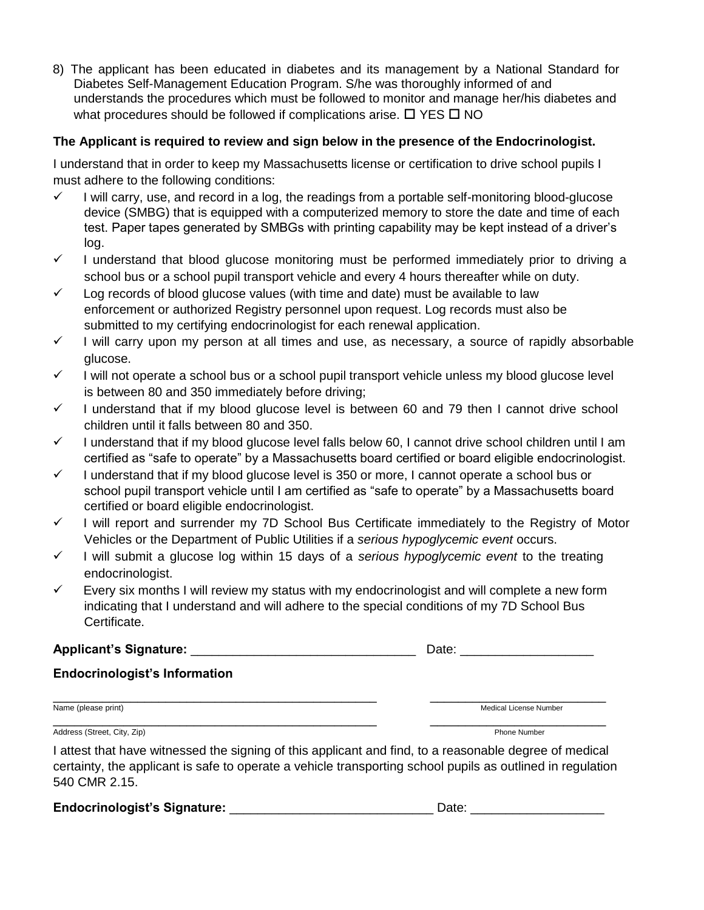8) The applicant has been educated in diabetes and its management by a National Standard for Diabetes Self-Management Education Program. S/he was thoroughly informed of and understands the procedures which must be followed to monitor and manage her/his diabetes and what procedures should be followed if complications arise. ☐ YES ☐ NO

**The Applicant is required to review and sign below in the presence of the Endocrinologist.**

I understand that in order to keep my Massachusetts license or certification to drive school pupils I must adhere to the following conditions:

- ✓ I will carry, use, and record in a log, the readings from a portable self-monitoring blood-glucose device (SMBG) that is equipped with a computerized memory to store the date and time of each test. Paper tapes generated by SMBGs with printing capability may be kept instead of a driver's log.
- ✓ I understand that blood glucose monitoring must be performed immediately prior to driving a school bus or a school pupil transport vehicle and every 4 hours thereafter while on duty.
- ✓ Log records of blood glucose values (with time and date) must be available to law enforcement or authorized Registry personnel upon request. Log records must also be submitted to my certifying endocrinologist for each renewal application.
- ✓ I will carry upon my person at all times and use, as necessary, a source of rapidly absorbable glucose.
- ✓ I will not operate a school bus or a school pupil transport vehicle unless my blood glucose level is between 80 and 350 immediately before driving;
- ✓ I understand that if my blood glucose level is between 60 and 79 then I cannot drive school children until it falls between 80 and 350.
- ✓ I understand that if my blood glucose level falls below 60, I cannot drive school children until I am certified as "safe to operate" by a Massachusetts board certified or board eligible endocrinologist.
- ✓ I understand that if my blood glucose level is 350 or more, I cannot operate a school bus or school pupil transport vehicle until I am certified as "safe to operate" by a Massachusetts board certified or board eligible endocrinologist.
- ✓ I will report and surrender my 7D School Bus Certificate immediately to the Registry of Motor Vehicles or the Department of Public Utilities if a *serious hypoglycemic event* occurs.
- ✓ I will submit a glucose log within 15 days of a *serious hypoglycemic event* to the treating endocrinologist.
- ✓ Every six months I will review my status with my endocrinologist and will complete a new form indicating that I understand and will adhere to the special conditions of my 7D School Bus Certificate.

**Applicant's Signature:** ________________________________ Date: __________________

**Endocrinologist's Information**

________________________________________________ ________________________

Name (please print) Medical License Number

________________________________________________ ________________________

Address (Street, City, Zip) Phone Number

I attest that have witnessed the signing of this applicant and find, to a reasonable degree of medical certainty, the applicant is safe to operate a vehicle transporting school pupils as outlined in regulation 540 CMR 2.15.

**Endocrinologist's Signature:** ____________________________ Date: __________________